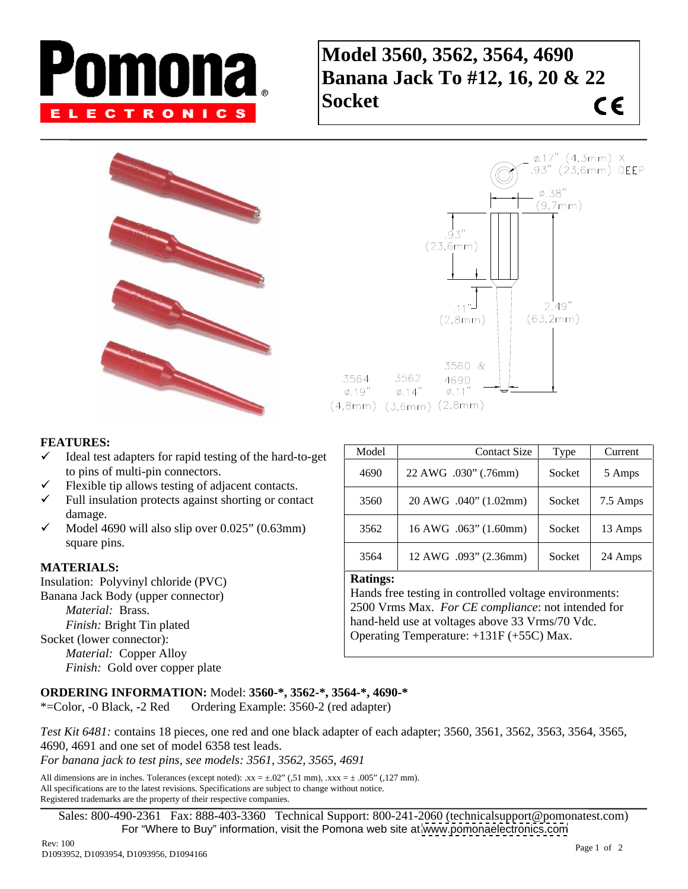# Model 3560, 3562, 3564, 4690 Banana Jack To #12, 16, 20 & 22 Socket

ø.17" (4,3mm) X .93" (23,6mm) DEEP

ø.38" (9,7mm)

.93" (23,6mm)

.11" (2,8mm)

2.49" (63,2mm)

3564 ø.19" (4,8mm)

3562 ø.14" (3,6mm)

3560 & 4690 ø.11" (2,8mm)

## FEATURES:

- ✓ Ideal test adapters for rapid testing of the hard-to-get to pins of multi-pin connectors.
- ✓ Flexible tip allows testing of adjacent contacts.
- ✓ Full insulation protects against shorting or contact damage.
- ✓ Model 4690 will also slip over 0.025" (0.63mm) square pins.

## MATERIALS:

Insulation: Polyvinyl chloride (PVC)

Banana Jack Body (upper connector)

*Material:* Brass.

*Finish:* Bright Tin plated

Socket (lower connector):

*Material:* Copper Alloy

*Finish:* Gold over copper plate

| Model | Contact Size | Type | Current |
|---|---|---|---|
| 4690 | 22 AWG .030" (.76mm) | Socket | 5 Amps |
| 3560 | 20 AWG .040" (1.02mm) | Socket | 7.5 Amps |
| 3562 | 16 AWG .063" (1.60mm) | Socket | 13 Amps |
| 3564 | 12 AWG .093" (2.36mm) | Socket | 24 Amps |

**Ratings:**

Hands free testing in controlled voltage environments: 2500 Vrms Max. *For CE compliance*: not intended for hand-held use at voltages above 33 Vrms/70 Vdc.

Operating Temperature: +131F (+55C) Max.

**ORDERING INFORMATION:** Model: **3560-*, 3562-*, 3564-*, 4690-***

*=Color, -0 Black, -2 Red     Ordering Example: 3560-2 (red adapter)

*Test Kit 6481:* contains 18 pieces, one red and one black adapter of each adapter; 3560, 3561, 3562, 3563, 3564, 3565, 4690, 4691 and one set of model 6358 test leads.

*For banana jack to test pins, see models: 3561, 3562, 3565, 4691*

All dimensions are in inches. Tolerances (except noted): .xx = ±.02" (,51 mm), .xxx = ± .005" (,127 mm).
All specifications are to the latest revisions. Specifications are subject to change without notice.
Registered trademarks are the property of their respective companies.

Sales: 800-490-2361 Fax: 888-403-3360 Technical Support: 800-241-2060 (technicalsupport@pomonatest.com)
For "Where to Buy" information, visit the Pomona web site at www.pomonaelectronics.com

Rev: 100
D1093952, D1093954, D1093956, D1094166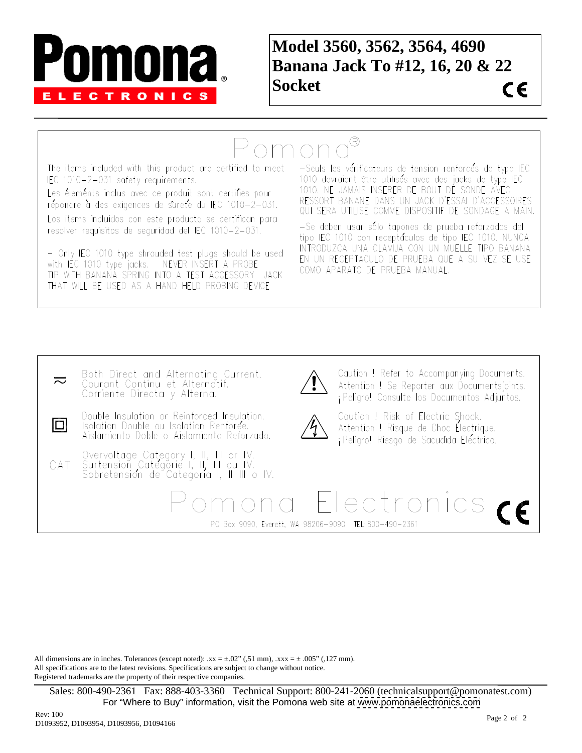# Model 3560, 3562, 3564, 4690 Banana Jack To #12, 16, 20 & 22 Socket

CE

Pomona®

The items included with this product are certified to meet IEC 1010-2-031 safety requirements.

Les éléments inclus avec ce produit sont certifiés pour répondre à des exigences de sûreté du IEC 1010-2-031.

Los items incluidos con este producto se certifican para resolver requisitos de seguridad del IEC 1010-2-031.

- Only IEC 1010 type shrouded test plugs should be used with IEC 1010 type jacks. NEVER INSERT A PROBE TIP WITH BANANA SPRING INTO A TEST ACCESSORY JACK THAT WILL BE USED AS A HAND HELD PROBING DEVICE

-Seuls les vérificateurs de tension renforcés de type IEC 1010 devraient être utilisés avec des jacks de type IEC 1010. NE JAMAIS INSERER DE BOUT DE SONDE AVEC RESSORT BANANE DANS UN JACK D'ESSAI D'ACCESSOIRES QUI SERA UTILISE COMME DISPOSITIF DE SONDAGE A MAIN.

-Se deben usar sólo tapones de prueba reforzados del tipo IEC 1010 con receptáculos de tipo IEC 1010. NUNCA INTRODUZCA UNA CLAVIJA CON UN MUELLE TIPO BANANA EN UN RECEPTACULO DE PRUEBA QUE A SU VEZ SE USE COMO APARATO DE PRUEBA MANUAL.

| | |
|---|---|
| ≂ | Both Direct and Alternating Current. Courant Continu et Alternatif. Corriente Directa y Alterna. |
| ⧈ | Double Insulation or Reinforced Insulation. Isolation Double ou Isolation Renforcée. Aislamiento Doble o Aislamiento Reforzado. |
| CAT | Overvoltage Category I, II, III or IV. Surtension Catégorie I, II, III ou IV. Sobretensión de Categoría I, II III o IV. |
| ⚠ | Caution ! Refer to Accompanying Documents. Attention ! Se Reporter aux Documents joints. ¡Peligro! Consulte los Documentos Adjuntos. |
| ⚡ | Caution ! Risk of Electric Shock. Attention ! Risque de Choc Électrique. ¡Peligro! Riesgo de Sacudida Eléctrica. |

Pomona Electronics CE

PO Box 9090, Everett, WA 98206-9090 TEL: 800-490-2361

All dimensions are in inches. Tolerances (except noted): .xx = ±.02" (,51 mm), .xxx = ± .005" (,127 mm).
All specifications are to the latest revisions. Specifications are subject to change without notice.
Registered trademarks are the property of their respective companies.

Sales: 800-490-2361 Fax: 888-403-3360 Technical Support: 800-241-2060 (technicalsupport@pomonatest.com)
For "Where to Buy" information, visit the Pomona web site at www.pomonaelectronics.com

Rev: 100
D1093952, D1093954, D1093956, D1094166